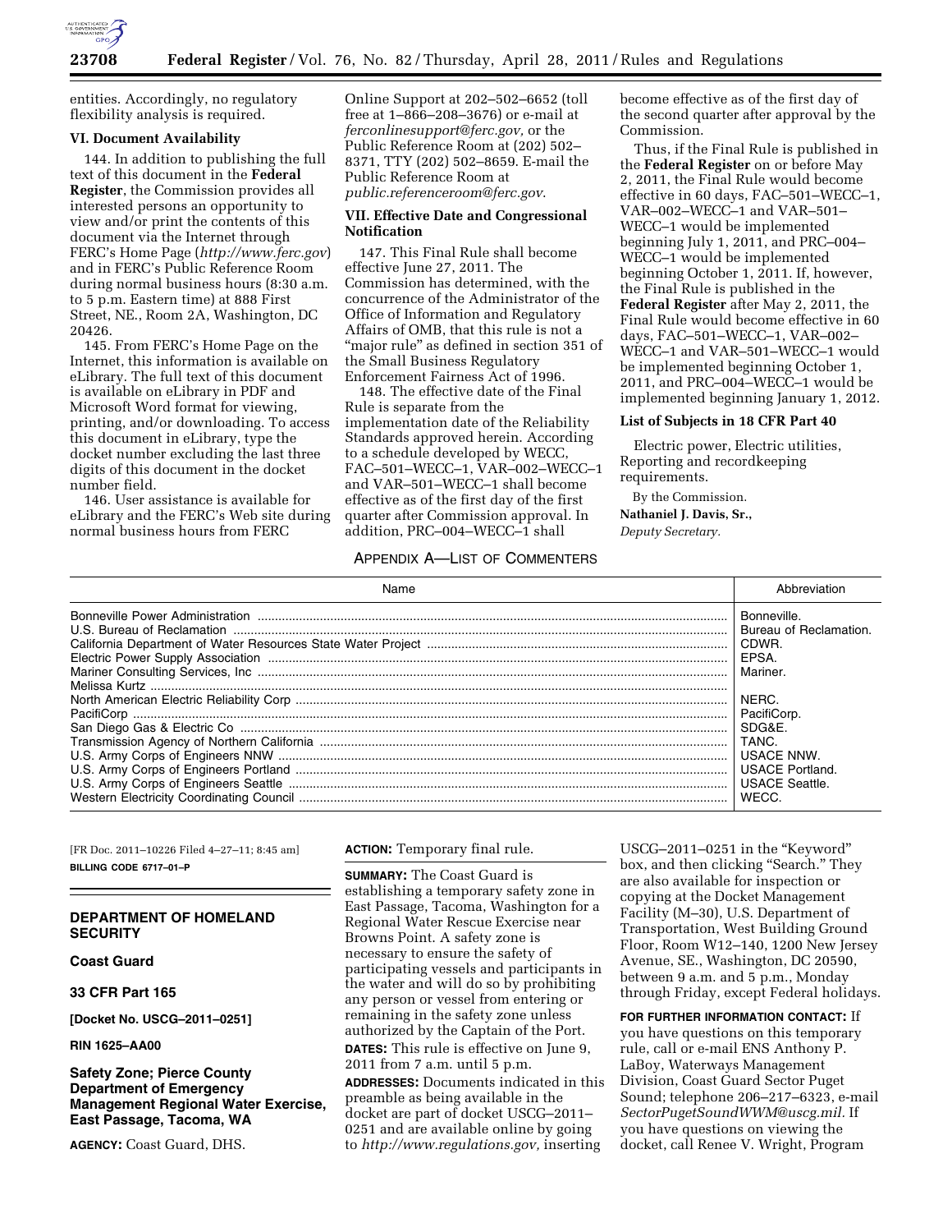entities. Accordingly, no regulatory flexibility analysis is required.

### VI. Document Availability

144. In addition to publishing the full text of this document in the **Federal Register**, the Commission provides all interested persons an opportunity to view and/or print the contents of this document via the Internet through FERC's Home Page (*http://www.ferc.gov*) and in FERC's Public Reference Room during normal business hours (8:30 a.m. to 5 p.m. Eastern time) at 888 First Street, NE., Room 2A, Washington, DC 20426.

145. From FERC's Home Page on the Internet, this information is available on eLibrary. The full text of this document is available on eLibrary in PDF and Microsoft Word format for viewing, printing, and/or downloading. To access this document in eLibrary, type the docket number excluding the last three digits of this document in the docket number field.

146. User assistance is available for eLibrary and the FERC's Web site during normal business hours from FERC Online Support at 202–502–6652 (toll free at 1–866–208–3676) or e-mail at *ferconlinesupport@ferc.gov,* or the Public Reference Room at (202) 502–8371, TTY (202) 502–8659. E-mail the Public Reference Room at *public.referenceroom@ferc.gov*.

### VII. Effective Date and Congressional Notification

147. This Final Rule shall become effective June 27, 2011. The Commission has determined, with the concurrence of the Administrator of the Office of Information and Regulatory Affairs of OMB, that this rule is not a "major rule" as defined in section 351 of the Small Business Regulatory Enforcement Fairness Act of 1996.

148. The effective date of the Final Rule is separate from the implementation date of the Reliability Standards approved herein. According to a schedule developed by WECC, FAC–501–WECC–1, VAR–002–WECC–1 and VAR–501–WECC–1 shall become effective as of the first day of the first quarter after Commission approval. In addition, PRC–004–WECC–1 shall become effective as of the first day of the second quarter after approval by the Commission.

Thus, if the Final Rule is published in the **Federal Register** on or before May 2, 2011, the Final Rule would become effective in 60 days, FAC–501–WECC–1, VAR–002–WECC–1 and VAR–501–WECC–1 would be implemented beginning July 1, 2011, and PRC–004–WECC–1 would be implemented beginning October 1, 2011. If, however, the Final Rule is published in the **Federal Register** after May 2, 2011, the Final Rule would become effective in 60 days, FAC–501–WECC–1, VAR–002–WECC–1 and VAR–501–WECC–1 would be implemented beginning October 1, 2011, and PRC–004–WECC–1 would be implemented beginning January 1, 2012.

### List of Subjects in 18 CFR Part 40

Electric power, Electric utilities, Reporting and recordkeeping requirements.

By the Commission.

**Nathaniel J. Davis, Sr.,**

*Deputy Secretary.*

### APPENDIX A—LIST OF COMMENTERS

| Name | Abbreviation |
|---|---|
| Bonneville Power Administration | Bonneville. |
| U.S. Bureau of Reclamation | Bureau of Reclamation. |
| California Department of Water Resources State Water Project | CDWR. |
| Electric Power Supply Association | EPSA. |
| Mariner Consulting Services, Inc | Mariner. |
| Melissa Kurtz | |
| North American Electric Reliability Corp | NERC. |
| PacifiCorp | PacifiCorp. |
| San Diego Gas & Electric Co | SDG&E. |
| Transmission Agency of Northern California | TANC. |
| U.S. Army Corps of Engineers NNW | USACE NNW. |
| U.S. Army Corps of Engineers Portland | USACE Portland. |
| U.S. Army Corps of Engineers Seattle | USACE Seattle. |
| Western Electricity Coordinating Council | WECC. |

[FR Doc. 2011–10226 Filed 4–27–11; 8:45 am]

**BILLING CODE 6717–01–P**

## DEPARTMENT OF HOMELAND SECURITY

### Coast Guard

### 33 CFR Part 165

**[Docket No. USCG–2011–0251]**

**RIN 1625–AA00**

## Safety Zone; Pierce County Department of Emergency Management Regional Water Exercise, East Passage, Tacoma, WA

**AGENCY:** Coast Guard, DHS.

**ACTION:** Temporary final rule.

**SUMMARY:** The Coast Guard is establishing a temporary safety zone in East Passage, Tacoma, Washington for a Regional Water Rescue Exercise near Browns Point. A safety zone is necessary to ensure the safety of participating vessels and participants in the water and will do so by prohibiting any person or vessel from entering or remaining in the safety zone unless authorized by the Captain of the Port.

**DATES:** This rule is effective on June 9, 2011 from 7 a.m. until 5 p.m.

**ADDRESSES:** Documents indicated in this preamble as being available in the docket are part of docket USCG–2011–0251 and are available online by going to *http://www.regulations.gov,* inserting USCG–2011–0251 in the "Keyword" box, and then clicking "Search." They are also available for inspection or copying at the Docket Management Facility (M–30), U.S. Department of Transportation, West Building Ground Floor, Room W12–140, 1200 New Jersey Avenue, SE., Washington, DC 20590, between 9 a.m. and 5 p.m., Monday through Friday, except Federal holidays.

**FOR FURTHER INFORMATION CONTACT:** If you have questions on this temporary rule, call or e-mail ENS Anthony P. LaBoy, Waterways Management Division, Coast Guard Sector Puget Sound; telephone 206–217–6323, e-mail *SectorPugetSoundWWM@uscg.mil*. If you have questions on viewing the docket, call Renee V. Wright, Program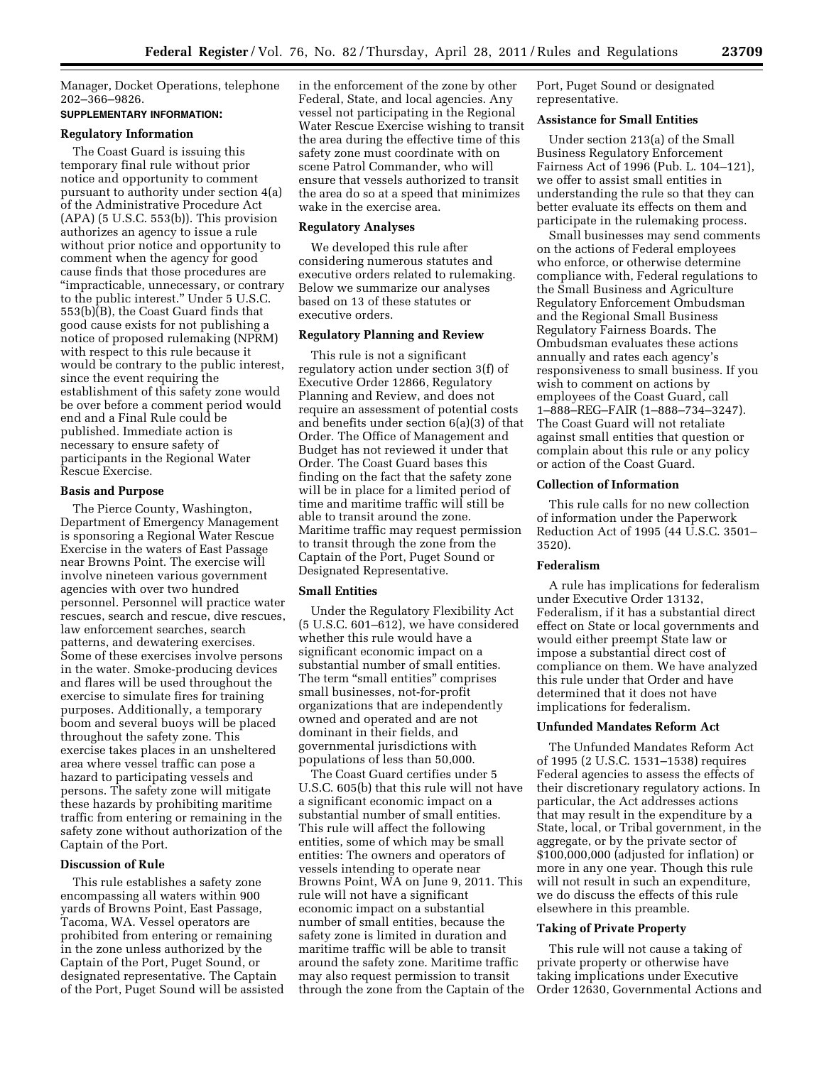Manager, Docket Operations, telephone 202–366–9826.

**SUPPLEMENTARY INFORMATION:**

**Regulatory Information**

The Coast Guard is issuing this temporary final rule without prior notice and opportunity to comment pursuant to authority under section 4(a) of the Administrative Procedure Act (APA) (5 U.S.C. 553(b)). This provision authorizes an agency to issue a rule without prior notice and opportunity to comment when the agency for good cause finds that those procedures are "impracticable, unnecessary, or contrary to the public interest." Under 5 U.S.C. 553(b)(B), the Coast Guard finds that good cause exists for not publishing a notice of proposed rulemaking (NPRM) with respect to this rule because it would be contrary to the public interest, since the event requiring the establishment of this safety zone would be over before a comment period would end and a Final Rule could be published. Immediate action is necessary to ensure safety of participants in the Regional Water Rescue Exercise.

**Basis and Purpose**

The Pierce County, Washington, Department of Emergency Management is sponsoring a Regional Water Rescue Exercise in the waters of East Passage near Browns Point. The exercise will involve nineteen various government agencies with over two hundred personnel. Personnel will practice water rescues, search and rescue, dive rescues, law enforcement searches, search patterns, and dewatering exercises. Some of these exercises involve persons in the water. Smoke-producing devices and flares will be used throughout the exercise to simulate fires for training purposes. Additionally, a temporary boom and several buoys will be placed throughout the safety zone. This exercise takes places in an unsheltered area where vessel traffic can pose a hazard to participating vessels and persons. The safety zone will mitigate these hazards by prohibiting maritime traffic from entering or remaining in the safety zone without authorization of the Captain of the Port.

**Discussion of Rule**

This rule establishes a safety zone encompassing all waters within 900 yards of Browns Point, East Passage, Tacoma, WA. Vessel operators are prohibited from entering or remaining in the zone unless authorized by the Captain of the Port, Puget Sound, or designated representative. The Captain of the Port, Puget Sound will be assisted in the enforcement of the zone by other Federal, State, and local agencies. Any vessel not participating in the Regional Water Rescue Exercise wishing to transit the area during the effective time of this safety zone must coordinate with on scene Patrol Commander, who will ensure that vessels authorized to transit the area do so at a speed that minimizes wake in the exercise area.

**Regulatory Analyses**

We developed this rule after considering numerous statutes and executive orders related to rulemaking. Below we summarize our analyses based on 13 of these statutes or executive orders.

**Regulatory Planning and Review**

This rule is not a significant regulatory action under section 3(f) of Executive Order 12866, Regulatory Planning and Review, and does not require an assessment of potential costs and benefits under section 6(a)(3) of that Order. The Office of Management and Budget has not reviewed it under that Order. The Coast Guard bases this finding on the fact that the safety zone will be in place for a limited period of time and maritime traffic will still be able to transit around the zone. Maritime traffic may request permission to transit through the zone from the Captain of the Port, Puget Sound or Designated Representative.

**Small Entities**

Under the Regulatory Flexibility Act (5 U.S.C. 601–612), we have considered whether this rule would have a significant economic impact on a substantial number of small entities. The term "small entities" comprises small businesses, not-for-profit organizations that are independently owned and operated and are not dominant in their fields, and governmental jurisdictions with populations of less than 50,000.

The Coast Guard certifies under 5 U.S.C. 605(b) that this rule will not have a significant economic impact on a substantial number of small entities. This rule will affect the following entities, some of which may be small entities: The owners and operators of vessels intending to operate near Browns Point, WA on June 9, 2011. This rule will not have a significant economic impact on a substantial number of small entities, because the safety zone is limited in duration and maritime traffic will be able to transit around the safety zone. Maritime traffic may also request permission to transit through the zone from the Captain of the Port, Puget Sound or designated representative.

**Assistance for Small Entities**

Under section 213(a) of the Small Business Regulatory Enforcement Fairness Act of 1996 (Pub. L. 104–121), we offer to assist small entities in understanding the rule so that they can better evaluate its effects on them and participate in the rulemaking process.

Small businesses may send comments on the actions of Federal employees who enforce, or otherwise determine compliance with, Federal regulations to the Small Business and Agriculture Regulatory Enforcement Ombudsman and the Regional Small Business Regulatory Fairness Boards. The Ombudsman evaluates these actions annually and rates each agency's responsiveness to small business. If you wish to comment on actions by employees of the Coast Guard, call 1–888–REG–FAIR (1–888–734–3247). The Coast Guard will not retaliate against small entities that question or complain about this rule or any policy or action of the Coast Guard.

**Collection of Information**

This rule calls for no new collection of information under the Paperwork Reduction Act of 1995 (44 U.S.C. 3501–3520).

**Federalism**

A rule has implications for federalism under Executive Order 13132, Federalism, if it has a substantial direct effect on State or local governments and would either preempt State law or impose a substantial direct cost of compliance on them. We have analyzed this rule under that Order and have determined that it does not have implications for federalism.

**Unfunded Mandates Reform Act**

The Unfunded Mandates Reform Act of 1995 (2 U.S.C. 1531–1538) requires Federal agencies to assess the effects of their discretionary regulatory actions. In particular, the Act addresses actions that may result in the expenditure by a State, local, or Tribal government, in the aggregate, or by the private sector of $100,000,000 (adjusted for inflation) or more in any one year. Though this rule will not result in such an expenditure, we do discuss the effects of this rule elsewhere in this preamble.

**Taking of Private Property**

This rule will not cause a taking of private property or otherwise have taking implications under Executive Order 12630, Governmental Actions and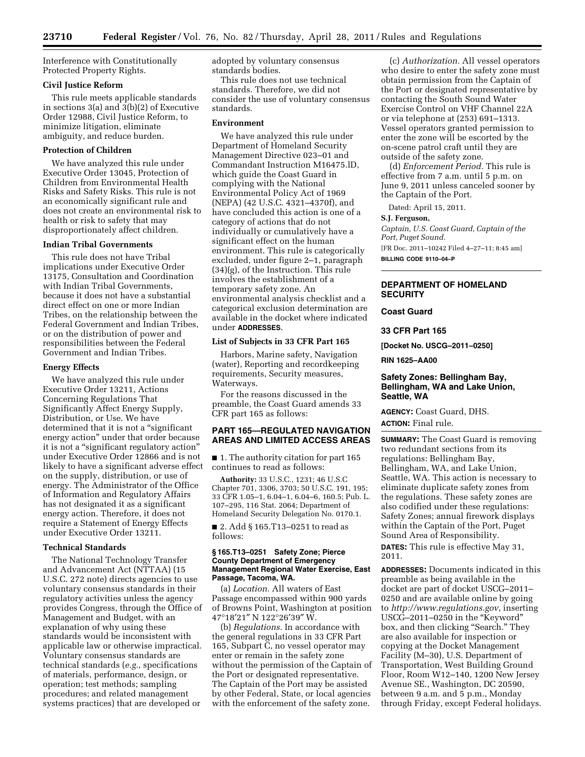Interference with Constitutionally Protected Property Rights.

### Civil Justice Reform

This rule meets applicable standards in sections 3(a) and 3(b)(2) of Executive Order 12988, Civil Justice Reform, to minimize litigation, eliminate ambiguity, and reduce burden.

### Protection of Children

We have analyzed this rule under Executive Order 13045, Protection of Children from Environmental Health Risks and Safety Risks. This rule is not an economically significant rule and does not create an environmental risk to health or risk to safety that may disproportionately affect children.

### Indian Tribal Governments

This rule does not have Tribal implications under Executive Order 13175, Consultation and Coordination with Indian Tribal Governments, because it does not have a substantial direct effect on one or more Indian Tribes, on the relationship between the Federal Government and Indian Tribes, or on the distribution of power and responsibilities between the Federal Government and Indian Tribes.

### Energy Effects

We have analyzed this rule under Executive Order 13211, Actions Concerning Regulations That Significantly Affect Energy Supply, Distribution, or Use. We have determined that it is not a "significant energy action" under that order because it is not a "significant regulatory action" under Executive Order 12866 and is not likely to have a significant adverse effect on the supply, distribution, or use of energy. The Administrator of the Office of Information and Regulatory Affairs has not designated it as a significant energy action. Therefore, it does not require a Statement of Energy Effects under Executive Order 13211.

### Technical Standards

The National Technology Transfer and Advancement Act (NTTAA) (15 U.S.C. 272 note) directs agencies to use voluntary consensus standards in their regulatory activities unless the agency provides Congress, through the Office of Management and Budget, with an explanation of why using these standards would be inconsistent with applicable law or otherwise impractical. Voluntary consensus standards are technical standards (*e.g.,* specifications of materials, performance, design, or operation; test methods; sampling procedures; and related management systems practices) that are developed or adopted by voluntary consensus standards bodies.

This rule does not use technical standards. Therefore, we did not consider the use of voluntary consensus standards.

### Environment

We have analyzed this rule under Department of Homeland Security Management Directive 023–01 and Commandant Instruction M16475.lD, which guide the Coast Guard in complying with the National Environmental Policy Act of 1969 (NEPA) (42 U.S.C. 4321–4370f), and have concluded this action is one of a category of actions that do not individually or cumulatively have a significant effect on the human environment. This rule is categorically excluded, under figure 2–1, paragraph (34)(g), of the Instruction. This rule involves the establishment of a temporary safety zone. An environmental analysis checklist and a categorical exclusion determination are available in the docket where indicated under **ADDRESSES**.

### List of Subjects in 33 CFR Part 165

Harbors, Marine safety, Navigation (water), Reporting and recordkeeping requirements, Security measures, Waterways.

For the reasons discussed in the preamble, the Coast Guard amends 33 CFR part 165 as follows:

## PART 165—REGULATED NAVIGATION AREAS AND LIMITED ACCESS AREAS

■ 1. The authority citation for part 165 continues to read as follows:

**Authority:** 33 U.S.C., 1231; 46 U.S.C Chapter 701, 3306, 3703; 50 U.S.C. 191, 195; 33 CFR 1.05–1, 6.04–1, 6.04–6, 160.5; Pub. L. 107–295, 116 Stat. 2064; Department of Homeland Security Delegation No. 0170.1.

■ 2. Add § 165.T13–0251 to read as follows:

#### § 165.T13–0251 Safety Zone; Pierce County Department of Emergency Management Regional Water Exercise, East Passage, Tacoma, WA.

(a) *Location.* All waters of East Passage encompassed within 900 yards of Browns Point, Washington at position 47°18′21″ N 122°26′39″ W.

(b) *Regulations.* In accordance with the general regulations in 33 CFR Part 165, Subpart C, no vessel operator may enter or remain in the safety zone without the permission of the Captain of the Port or designated representative. The Captain of the Port may be assisted by other Federal, State, or local agencies with the enforcement of the safety zone.

(c) *Authorization.* All vessel operators who desire to enter the safety zone must obtain permission from the Captain of the Port or designated representative by contacting the South Sound Water Exercise Control on VHF Channel 22A or via telephone at (253) 691–1313. Vessel operators granted permission to enter the zone will be escorted by the on-scene patrol craft until they are outside of the safety zone.

(d) *Enforcement Period.* This rule is effective from 7 a.m. until 5 p.m. on June 9, 2011 unless canceled sooner by the Captain of the Port.

Dated: April 15, 2011.

**S.J. Ferguson,**

*Captain, U.S. Coast Guard, Captain of the Port, Puget Sound.*

[FR Doc. 2011–10242 Filed 4–27–11; 8:45 am]

**BILLING CODE 9110–04–P**

---

## DEPARTMENT OF HOMELAND SECURITY

### Coast Guard

### 33 CFR Part 165

**[Docket No. USCG–2011–0250]**

**RIN 1625–AA00**

## Safety Zones: Bellingham Bay, Bellingham, WA and Lake Union, Seattle, WA

**AGENCY:** Coast Guard, DHS.

**ACTION:** Final rule.

**SUMMARY:** The Coast Guard is removing two redundant sections from its regulations: Bellingham Bay, Bellingham, WA, and Lake Union, Seattle, WA. This action is necessary to eliminate duplicate safety zones from the regulations. These safety zones are also codified under these regulations: Safety Zones; annual firework displays within the Captain of the Port, Puget Sound Area of Responsibility.

**DATES:** This rule is effective May 31, 2011.

**ADDRESSES:** Documents indicated in this preamble as being available in the docket are part of docket USCG–2011–0250 and are available online by going to *http://www.regulations.gov*, inserting USCG–2011–0250 in the "Keyword" box, and then clicking "Search." They are also available for inspection or copying at the Docket Management Facility (M–30), U.S. Department of Transportation, West Building Ground Floor, Room W12–140, 1200 New Jersey Avenue SE., Washington, DC 20590, between 9 a.m. and 5 p.m., Monday through Friday, except Federal holidays.